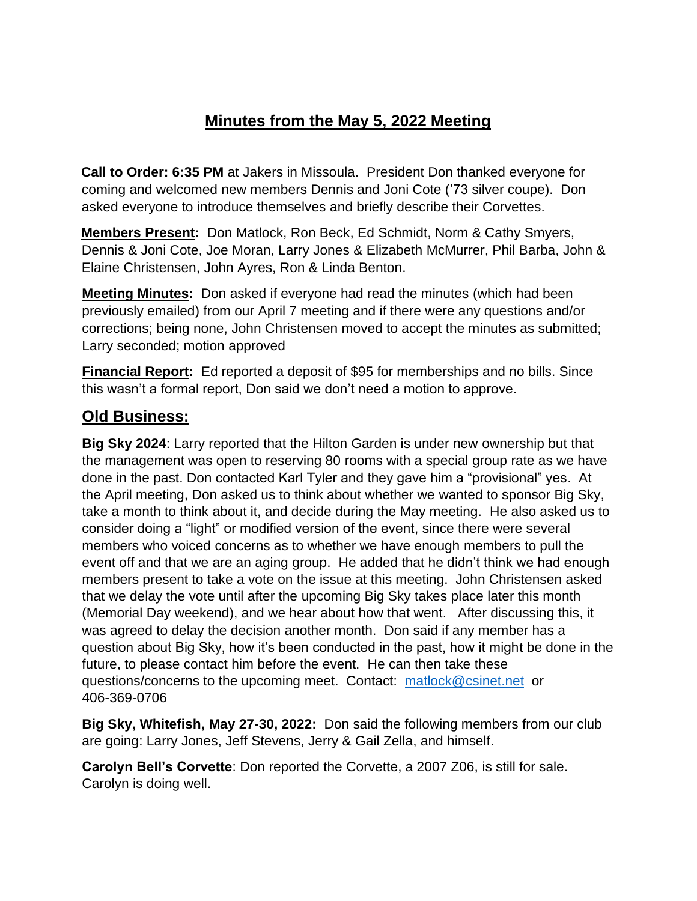# Minutes from the May 5, 2022 Meeting

**Call to Order: 6:35 PM** at Jakers in Missoula. President Don thanked everyone for coming and welcomed new members Dennis and Joni Cote ('73 silver coupe). Don asked everyone to introduce themselves and briefly describe their Corvettes.

**Members Present:** Don Matlock, Ron Beck, Ed Schmidt, Norm & Cathy Smyers, Dennis & Joni Cote, Joe Moran, Larry Jones & Elizabeth McMurrer, Phil Barba, John & Elaine Christensen, John Ayres, Ron & Linda Benton.

**Meeting Minutes:** Don asked if everyone had read the minutes (which had been previously emailed) from our April 7 meeting and if there were any questions and/or corrections; being none, John Christensen moved to accept the minutes as submitted; Larry seconded; motion approved

**Financial Report:** Ed reported a deposit of $95 for memberships and no bills. Since this wasn't a formal report, Don said we don't need a motion to approve.

## Old Business:

**Big Sky 2024**: Larry reported that the Hilton Garden is under new ownership but that the management was open to reserving 80 rooms with a special group rate as we have done in the past. Don contacted Karl Tyler and they gave him a "provisional" yes. At the April meeting, Don asked us to think about whether we wanted to sponsor Big Sky, take a month to think about it, and decide during the May meeting. He also asked us to consider doing a "light" or modified version of the event, since there were several members who voiced concerns as to whether we have enough members to pull the event off and that we are an aging group. He added that he didn't think we had enough members present to take a vote on the issue at this meeting. John Christensen asked that we delay the vote until after the upcoming Big Sky takes place later this month (Memorial Day weekend), and we hear about how that went. After discussing this, it was agreed to delay the decision another month. Don said if any member has a question about Big Sky, how it's been conducted in the past, how it might be done in the future, to please contact him before the event. He can then take these questions/concerns to the upcoming meet. Contact: matlock@csinet.net or 406-369-0706

**Big Sky, Whitefish, May 27-30, 2022:** Don said the following members from our club are going: Larry Jones, Jeff Stevens, Jerry & Gail Zella, and himself.

**Carolyn Bell's Corvette**: Don reported the Corvette, a 2007 Z06, is still for sale. Carolyn is doing well.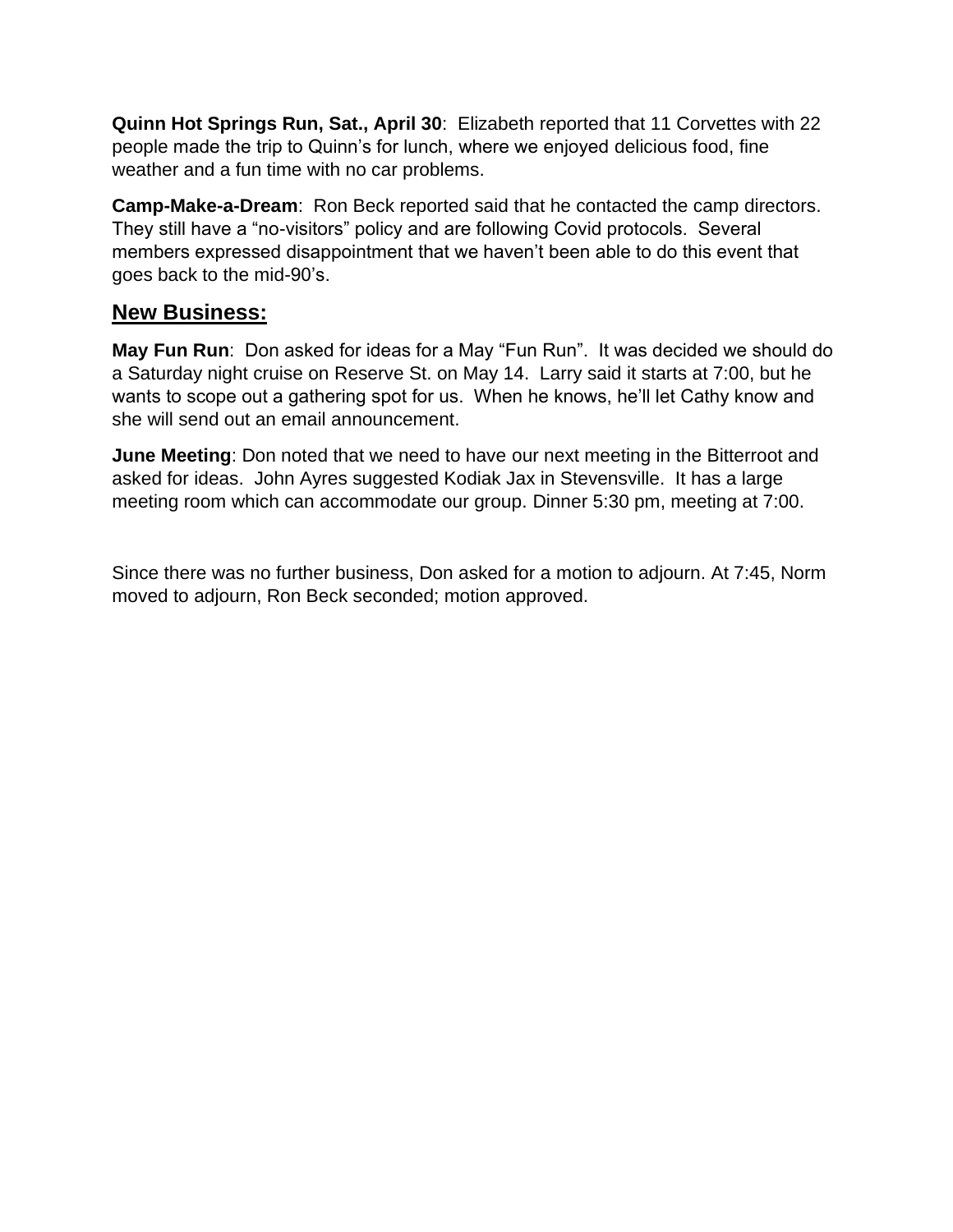**Quinn Hot Springs Run, Sat., April 30**: Elizabeth reported that 11 Corvettes with 22 people made the trip to Quinn's for lunch, where we enjoyed delicious food, fine weather and a fun time with no car problems.

**Camp-Make-a-Dream**: Ron Beck reported said that he contacted the camp directors. They still have a "no-visitors" policy and are following Covid protocols. Several members expressed disappointment that we haven't been able to do this event that goes back to the mid-90's.

## New Business:

**May Fun Run**: Don asked for ideas for a May "Fun Run". It was decided we should do a Saturday night cruise on Reserve St. on May 14. Larry said it starts at 7:00, but he wants to scope out a gathering spot for us. When he knows, he'll let Cathy know and she will send out an email announcement.

**June Meeting**: Don noted that we need to have our next meeting in the Bitterroot and asked for ideas. John Ayres suggested Kodiak Jax in Stevensville. It has a large meeting room which can accommodate our group. Dinner 5:30 pm, meeting at 7:00.

Since there was no further business, Don asked for a motion to adjourn. At 7:45, Norm moved to adjourn, Ron Beck seconded; motion approved.